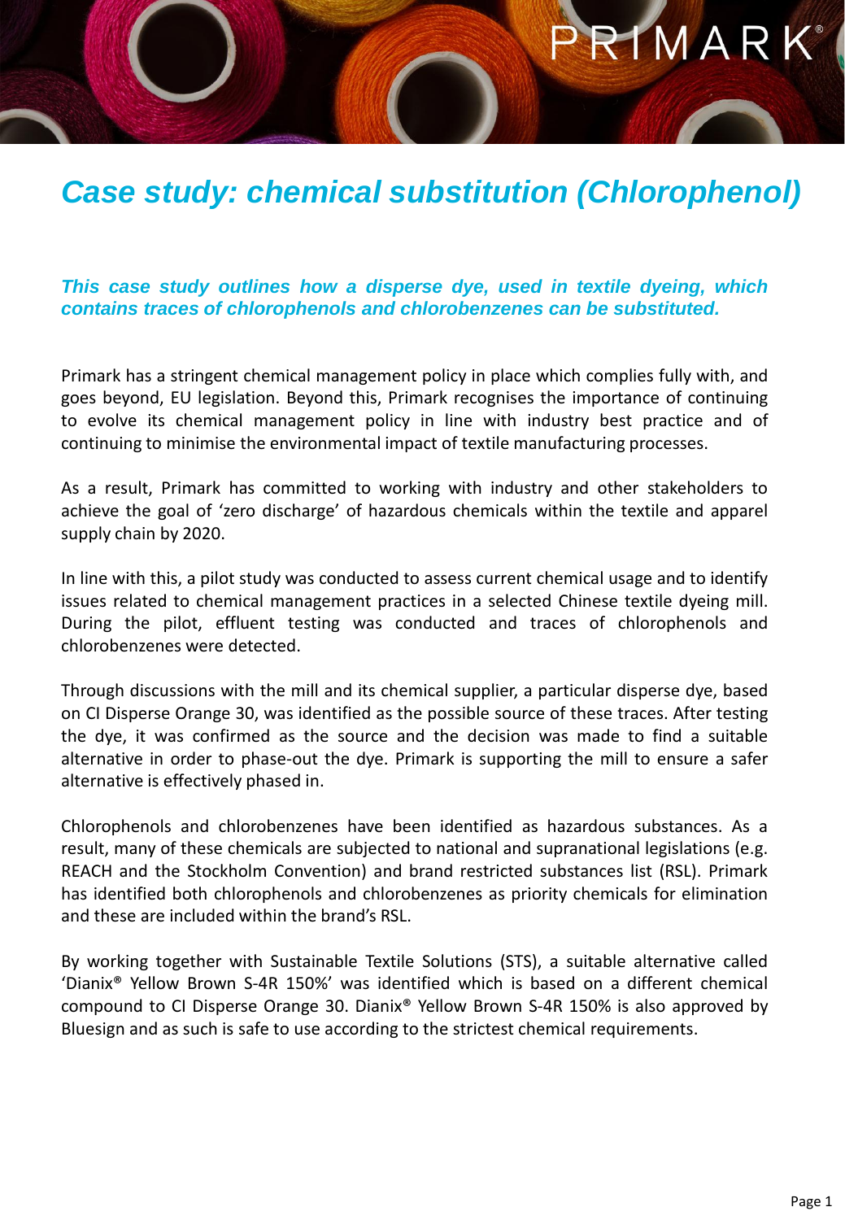# *Case study: chemical substitution (Chlorophenol)*

***This case study outlines how a disperse dye, used in textile dyeing, which contains traces of chlorophenols and chlorobenzenes can be substituted.***

Primark has a stringent chemical management policy in place which complies fully with, and goes beyond, EU legislation. Beyond this, Primark recognises the importance of continuing to evolve its chemical management policy in line with industry best practice and of continuing to minimise the environmental impact of textile manufacturing processes.

As a result, Primark has committed to working with industry and other stakeholders to achieve the goal of 'zero discharge' of hazardous chemicals within the textile and apparel supply chain by 2020.

In line with this, a pilot study was conducted to assess current chemical usage and to identify issues related to chemical management practices in a selected Chinese textile dyeing mill. During the pilot, effluent testing was conducted and traces of chlorophenols and chlorobenzenes were detected.

Through discussions with the mill and its chemical supplier, a particular disperse dye, based on CI Disperse Orange 30, was identified as the possible source of these traces. After testing the dye, it was confirmed as the source and the decision was made to find a suitable alternative in order to phase-out the dye. Primark is supporting the mill to ensure a safer alternative is effectively phased in.

Chlorophenols and chlorobenzenes have been identified as hazardous substances. As a result, many of these chemicals are subjected to national and supranational legislations (e.g. REACH and the Stockholm Convention) and brand restricted substances list (RSL). Primark has identified both chlorophenols and chlorobenzenes as priority chemicals for elimination and these are included within the brand's RSL.

By working together with Sustainable Textile Solutions (STS), a suitable alternative called 'Dianix® Yellow Brown S-4R 150%' was identified which is based on a different chemical compound to CI Disperse Orange 30. Dianix® Yellow Brown S-4R 150% is also approved by Bluesign and as such is safe to use according to the strictest chemical requirements.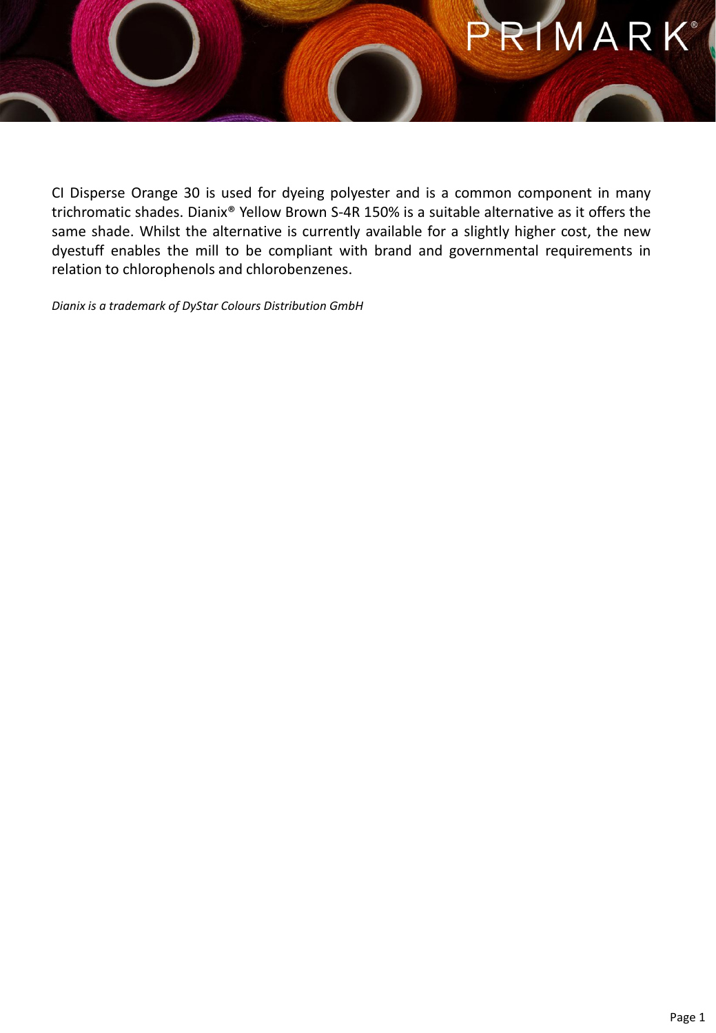CI Disperse Orange 30 is used for dyeing polyester and is a common component in many trichromatic shades. Dianix® Yellow Brown S-4R 150% is a suitable alternative as it offers the same shade. Whilst the alternative is currently available for a slightly higher cost, the new dyestuff enables the mill to be compliant with brand and governmental requirements in relation to chlorophenols and chlorobenzenes.

*Dianix is a trademark of DyStar Colours Distribution GmbH*